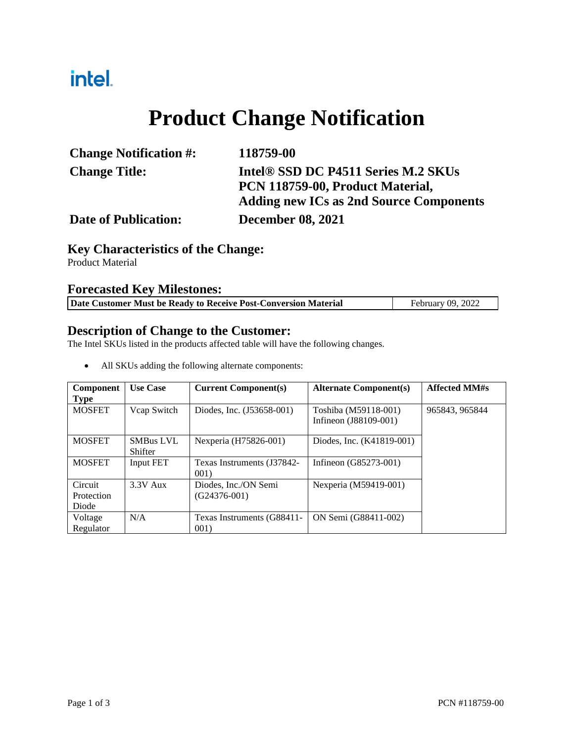intel.

# Product Change Notification

| | |
|---|---|
| **Change Notification #:** | **118759-00** |
| **Change Title:** | **Intel® SSD DC P4511 Series M.2 SKUs PCN 118759-00, Product Material, Adding new ICs as 2nd Source Components** |
| **Date of Publication:** | **December 08, 2021** |

## Key Characteristics of the Change:

Product Material

## Forecasted Key Milestones:

| **Date Customer Must be Ready to Receive Post-Conversion Material** | February 09, 2022 |
|---|---|

## Description of Change to the Customer:

The Intel SKUs listed in the products affected table will have the following changes.

- All SKUs adding the following alternate components:

| Component Type | Use Case | Current Component(s) | Alternate Component(s) | Affected MM#s |
|---|---|---|---|---|
| MOSFET | Vcap Switch | Diodes, Inc. (J53658-001) | Toshiba (M59118-001) Infineon (J88109-001) | 965843, 965844 |
| MOSFET | SMBus LVL Shifter | Nexperia (H75826-001) | Diodes, Inc. (K41819-001) | |
| MOSFET | Input FET | Texas Instruments (J37842-001) | Infineon (G85273-001) | |
| Circuit Protection Diode | 3.3V Aux | Diodes, Inc./ON Semi (G24376-001) | Nexperia (M59419-001) | |
| Voltage Regulator | N/A | Texas Instruments (G88411-001) | ON Semi (G88411-002) | |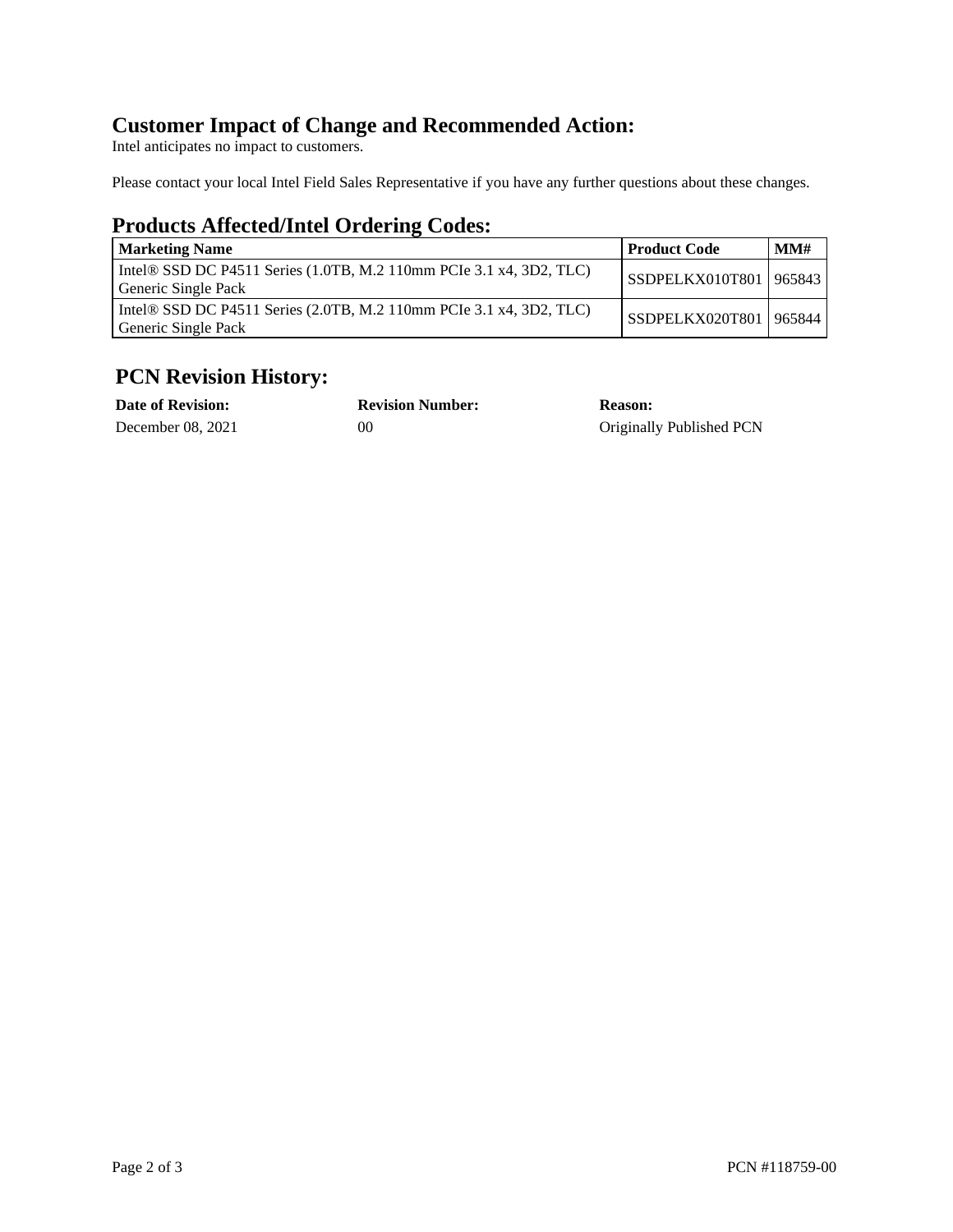## Customer Impact of Change and Recommended Action:

Intel anticipates no impact to customers.

Please contact your local Intel Field Sales Representative if you have any further questions about these changes.

## Products Affected/Intel Ordering Codes:

| Marketing Name | Product Code | MM# |
|---|---|---|
| Intel® SSD DC P4511 Series (1.0TB, M.2 110mm PCIe 3.1 x4, 3D2, TLC) Generic Single Pack | SSDPELKX010T801 | 965843 |
| Intel® SSD DC P4511 Series (2.0TB, M.2 110mm PCIe 3.1 x4, 3D2, TLC) Generic Single Pack | SSDPELKX020T801 | 965844 |

## PCN Revision History:

| Date of Revision: | Revision Number: | Reason: |
|---|---|---|
| December 08, 2021 | 00 | Originally Published PCN |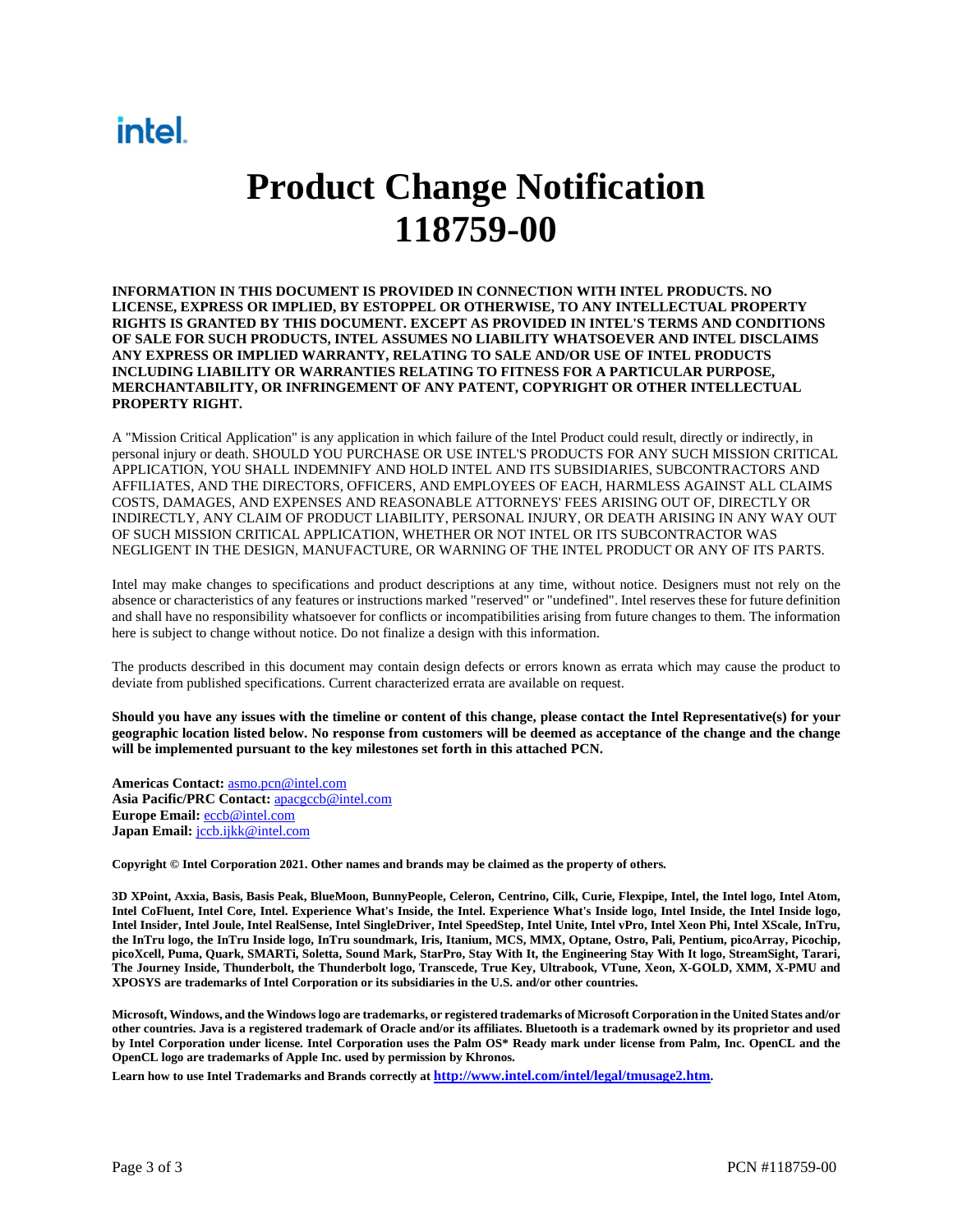intel.

# Product Change Notification 118759-00

**INFORMATION IN THIS DOCUMENT IS PROVIDED IN CONNECTION WITH INTEL PRODUCTS. NO LICENSE, EXPRESS OR IMPLIED, BY ESTOPPEL OR OTHERWISE, TO ANY INTELLECTUAL PROPERTY RIGHTS IS GRANTED BY THIS DOCUMENT. EXCEPT AS PROVIDED IN INTEL'S TERMS AND CONDITIONS OF SALE FOR SUCH PRODUCTS, INTEL ASSUMES NO LIABILITY WHATSOEVER AND INTEL DISCLAIMS ANY EXPRESS OR IMPLIED WARRANTY, RELATING TO SALE AND/OR USE OF INTEL PRODUCTS INCLUDING LIABILITY OR WARRANTIES RELATING TO FITNESS FOR A PARTICULAR PURPOSE, MERCHANTABILITY, OR INFRINGEMENT OF ANY PATENT, COPYRIGHT OR OTHER INTELLECTUAL PROPERTY RIGHT.**

A "Mission Critical Application" is any application in which failure of the Intel Product could result, directly or indirectly, in personal injury or death. SHOULD YOU PURCHASE OR USE INTEL'S PRODUCTS FOR ANY SUCH MISSION CRITICAL APPLICATION, YOU SHALL INDEMNIFY AND HOLD INTEL AND ITS SUBSIDIARIES, SUBCONTRACTORS AND AFFILIATES, AND THE DIRECTORS, OFFICERS, AND EMPLOYEES OF EACH, HARMLESS AGAINST ALL CLAIMS COSTS, DAMAGES, AND EXPENSES AND REASONABLE ATTORNEYS' FEES ARISING OUT OF, DIRECTLY OR INDIRECTLY, ANY CLAIM OF PRODUCT LIABILITY, PERSONAL INJURY, OR DEATH ARISING IN ANY WAY OUT OF SUCH MISSION CRITICAL APPLICATION, WHETHER OR NOT INTEL OR ITS SUBCONTRACTOR WAS NEGLIGENT IN THE DESIGN, MANUFACTURE, OR WARNING OF THE INTEL PRODUCT OR ANY OF ITS PARTS.

Intel may make changes to specifications and product descriptions at any time, without notice. Designers must not rely on the absence or characteristics of any features or instructions marked "reserved" or "undefined". Intel reserves these for future definition and shall have no responsibility whatsoever for conflicts or incompatibilities arising from future changes to them. The information here is subject to change without notice. Do not finalize a design with this information.

The products described in this document may contain design defects or errors known as errata which may cause the product to deviate from published specifications. Current characterized errata are available on request.

**Should you have any issues with the timeline or content of this change, please contact the Intel Representative(s) for your geographic location listed below. No response from customers will be deemed as acceptance of the change and the change will be implemented pursuant to the key milestones set forth in this attached PCN.**

**Americas Contact:** asmo.pcn@intel.com
**Asia Pacific/PRC Contact:** apacgccb@intel.com
**Europe Email:** eccb@intel.com
**Japan Email:** jccb.ijkk@intel.com

**Copyright © Intel Corporation 2021. Other names and brands may be claimed as the property of others.**

**3D XPoint, Axxia, Basis, Basis Peak, BlueMoon, BunnyPeople, Celeron, Centrino, Cilk, Curie, Flexpipe, Intel, the Intel logo, Intel Atom, Intel CoFluent, Intel Core, Intel. Experience What's Inside, the Intel. Experience What's Inside logo, Intel Inside, the Intel Inside logo, Intel Insider, Intel Joule, Intel RealSense, Intel SingleDriver, Intel SpeedStep, Intel Unite, Intel vPro, Intel Xeon Phi, Intel XScale, InTru, the InTru logo, the InTru Inside logo, InTru soundmark, Iris, Itanium, MCS, MMX, Optane, Ostro, Pali, Pentium, picoArray, Picochip, picoXcell, Puma, Quark, SMARTi, Soletta, Sound Mark, StarPro, Stay With It, the Engineering Stay With It logo, StreamSight, Tarari, The Journey Inside, Thunderbolt, the Thunderbolt logo, Transcede, True Key, Ultrabook, VTune, Xeon, X-GOLD, XMM, X-PMU and XPOSYS are trademarks of Intel Corporation or its subsidiaries in the U.S. and/or other countries.**

**Microsoft, Windows, and the Windows logo are trademarks, or registered trademarks of Microsoft Corporation in the United States and/or other countries. Java is a registered trademark of Oracle and/or its affiliates. Bluetooth is a trademark owned by its proprietor and used by Intel Corporation under license. Intel Corporation uses the Palm OS* Ready mark under license from Palm, Inc. OpenCL and the OpenCL logo are trademarks of Apple Inc. used by permission by Khronos.**

**Learn how to use Intel Trademarks and Brands correctly at http://www.intel.com/intel/legal/tmusage2.htm.**